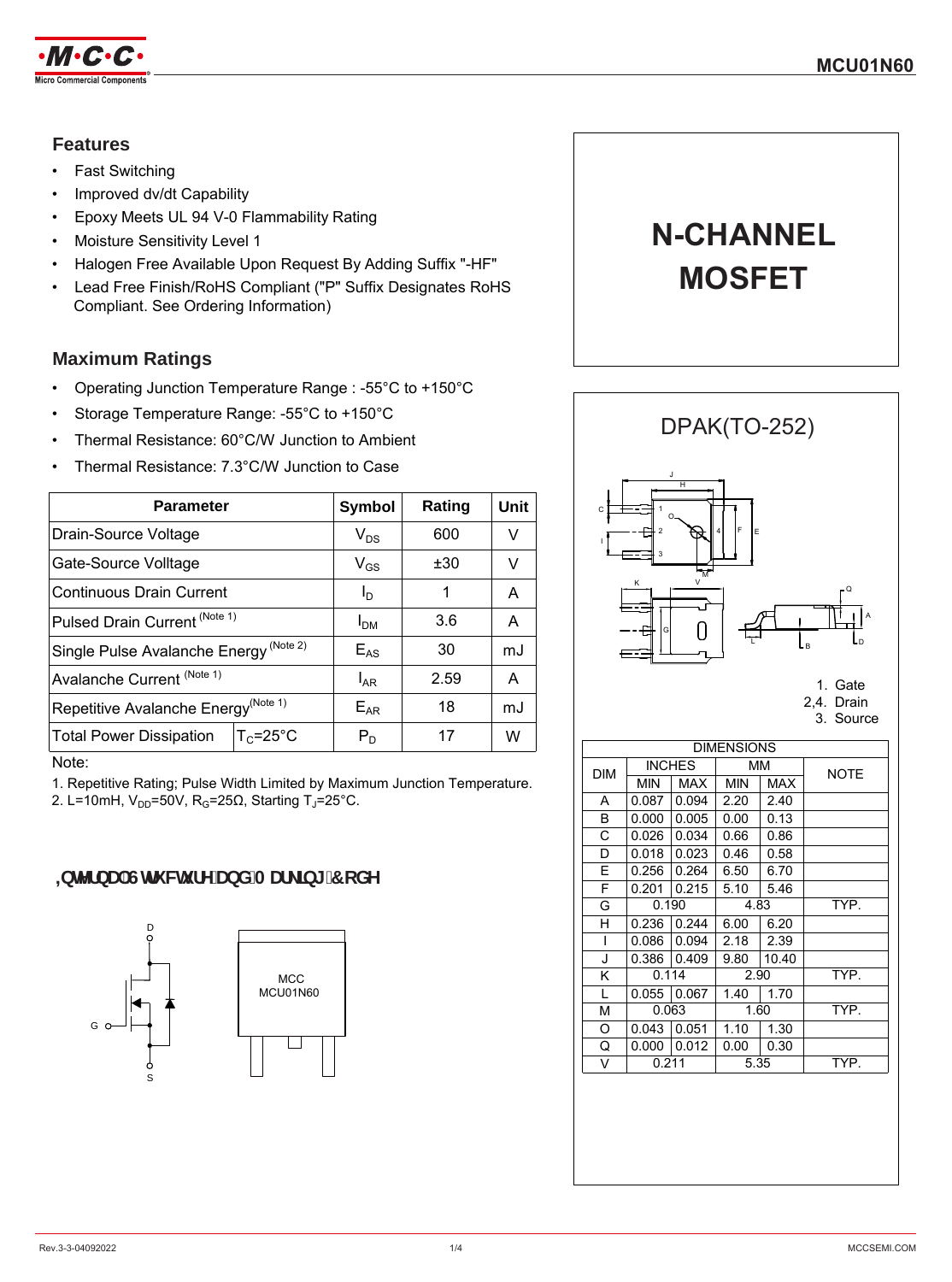# MCU01N60

## Features

- Fast Switching
- Improved dv/dt Capability
- Epoxy Meets UL 94 V-0 Flammability Rating
- Moisture Sensitivity Level 1
- Halogen Free Available Upon Request By Adding Suffix "-HF"
- Lead Free Finish/RoHS Compliant ("P" Suffix Designates RoHS Compliant. See Ordering Information)

## Maximum Ratings

- Operating Junction Temperature Range : -55°C to +150°C
- Storage Temperature Range: -55°C to +150°C
- Thermal Resistance: 60°C/W Junction to Ambient
- Thermal Resistance: 7.3°C/W Junction to Case

| Parameter | | Symbol | Rating | Unit |
|---|---|---|---|---|
| Drain-Source Voltage | | $V_{DS}$ | 600 | V |
| Gate-Source Voltage | | $V_{GS}$ | ±30 | V |
| Continuous Drain Current | | $I_D$ | 1 | A |
| Pulsed Drain Current (Note 1) | | $I_{DM}$ | 3.6 | A |
| Single Pulse Avalanche Energy (Note 2) | | $E_{AS}$ | 30 | mJ |
| Avalanche Current (Note 1) | | $I_{AR}$ | 2.59 | A |
| Repetitive Avalanche Energy (Note 1) | | $E_{AR}$ | 18 | mJ |
| Total Power Dissipation | $T_C$=25°C | $P_D$ | 17 | W |

Note:

1. Repetitive Rating; Pulse Width Limited by Maximum Junction Temperature.
2. L=10mH, $V_{DD}$=50V, $R_G$=25Ω, Starting $T_J$=25°C.

## Internal Structure and Marking Code

MCC
MCU01N60

# N-CHANNEL MOSFET

## DPAK(TO-252)

1. Gate
2,4. Drain
3. Source

| DIMENSIONS | | | | | |
|---|---|---|---|---|---|
| DIM | INCHES | | MM | | NOTE |
| | MIN | MAX | MIN | MAX | |
| A | 0.087 | 0.094 | 2.20 | 2.40 | |
| B | 0.000 | 0.005 | 0.00 | 0.13 | |
| C | 0.026 | 0.034 | 0.66 | 0.86 | |
| D | 0.018 | 0.023 | 0.46 | 0.58 | |
| E | 0.256 | 0.264 | 6.50 | 6.70 | |
| F | 0.201 | 0.215 | 5.10 | 5.46 | |
| G | 0.190 | | 4.83 | | TYP. |
| H | 0.236 | 0.244 | 6.00 | 6.20 | |
| I | 0.086 | 0.094 | 2.18 | 2.39 | |
| J | 0.386 | 0.409 | 9.80 | 10.40 | |
| K | 0.114 | | 2.90 | | TYP. |
| L | 0.055 | 0.067 | 1.40 | 1.70 | |
| M | 0.063 | | 1.60 | | TYP. |
| O | 0.043 | 0.051 | 1.10 | 1.30 | |
| Q | 0.000 | 0.012 | 0.00 | 0.30 | |
| V | 0.211 | | 5.35 | | TYP. |

Rev.3-3-04092022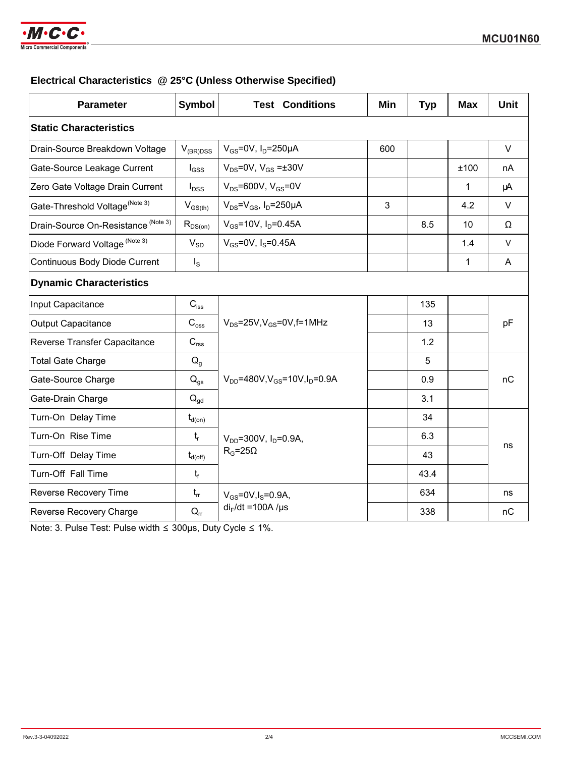## Electrical Characteristics @ 25°C (Unless Otherwise Specified)

| Parameter | Symbol | Test Conditions | Min | Typ | Max | Unit |
|---|---|---|---|---|---|---|
| **Static Characteristics** | | | | | | |
| Drain-Source Breakdown Voltage | $V_{(BR)DSS}$ | $V_{GS}$=0V, $I_D$=250μA | 600 | | | V |
| Gate-Source Leakage Current | $I_{GSS}$ | $V_{DS}$=0V, $V_{GS}$ =±30V | | | ±100 | nA |
| Zero Gate Voltage Drain Current | $I_{DSS}$ | $V_{DS}$=600V, $V_{GS}$=0V | | | 1 | μA |
| Gate-Threshold Voltage (Note 3) | $V_{GS(th)}$ | $V_{DS}$=$V_{GS}$, $I_D$=250μA | 3 | | 4.2 | V |
| Drain-Source On-Resistance (Note 3) | $R_{DS(on)}$ | $V_{GS}$=10V, $I_D$=0.45A | | 8.5 | 10 | Ω |
| Diode Forward Voltage (Note 3) | $V_{SD}$ | $V_{GS}$=0V, $I_S$=0.45A | | | 1.4 | V |
| Continuous Body Diode Current | $I_S$ | | | | 1 | A |
| **Dynamic Characteristics** | | | | | | |
| Input Capacitance | $C_{iss}$ | $V_{DS}$=25V,$V_{GS}$=0V,f=1MHz | | 135 | | pF |
| Output Capacitance | $C_{oss}$ | | | 13 | | |
| Reverse Transfer Capacitance | $C_{rss}$ | | | 1.2 | | |
| Total Gate Charge | $Q_g$ | $V_{DD}$=480V,$V_{GS}$=10V,$I_D$=0.9A | | 5 | | nC |
| Gate-Source Charge | $Q_{gs}$ | | | 0.9 | | |
| Gate-Drain Charge | $Q_{gd}$ | | | 3.1 | | |
| Turn-On Delay Time | $t_{d(on)}$ | $V_{DD}$=300V, $I_D$=0.9A, $R_G$=25Ω | | 34 | | ns |
| Turn-On Rise Time | $t_r$ | | | 6.3 | | |
| Turn-Off Delay Time | $t_{d(off)}$ | | | 43 | | |
| Turn-Off Fall Time | $t_f$ | | | 43.4 | | |
| Reverse Recovery Time | $t_{rr}$ | $V_{GS}$=0V,$I_S$=0.9A, $di_F/dt$ =100A /μs | | 634 | | ns |
| Reverse Recovery Charge | $Q_{rr}$ | | | 338 | | nC |

Note: 3. Pulse Test: Pulse width ≤ 300μs, Duty Cycle ≤ 1%.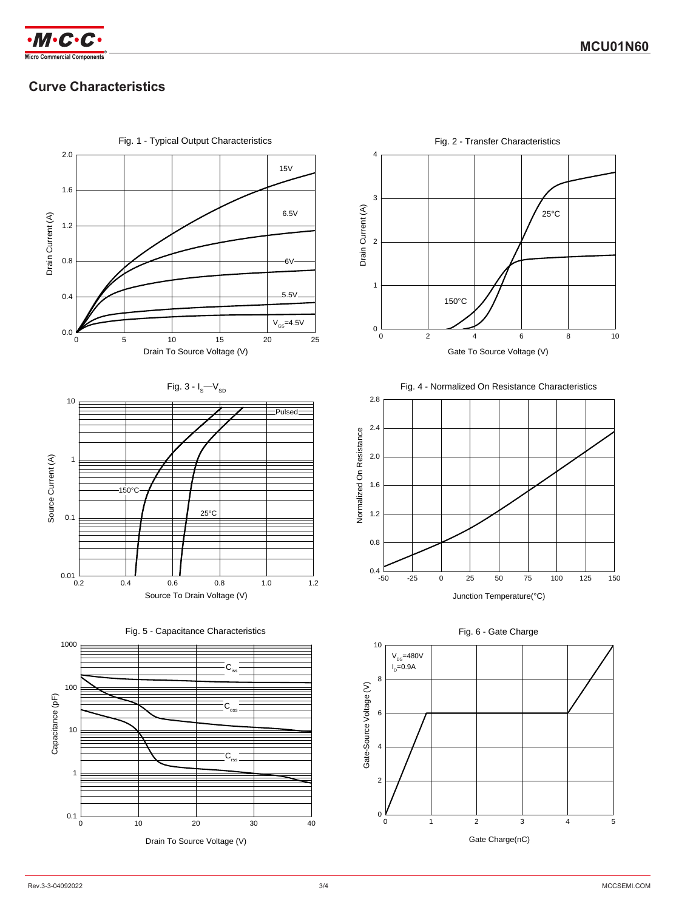## Curve Characteristics

Fig. 1 - Typical Output Characteristics

Drain Current (A) vs. Drain To Source Voltage (V)

Curves: 15V, 6.5V, 6V, 5.5V, $V_{GS}$=4.5V

Fig. 2 - Transfer Characteristics

Drain Current (A) vs. Gate To Source Voltage (V)

Curves: 25°C, 150°C

Fig. 3 - $I_S$—$V_{SD}$

Source Current (A) vs. Source To Drain Voltage (V)

Curves: Pulsed, 150°C, 25°C

Fig. 4 - Normalized On Resistance Characteristics

Normalized On Resistance vs. Junction Temperature(°C)

Fig. 5 - Capacitance Characteristics

Capacitance (pF) vs. Drain To Source Voltage (V)

Curves: $C_{iss}$, $C_{oss}$, $C_{rss}$

Fig. 6 - Gate Charge

Gate-Source Voltage (V) vs. Gate Charge(nC)

$V_{DS}$=480V
$I_D$=0.9A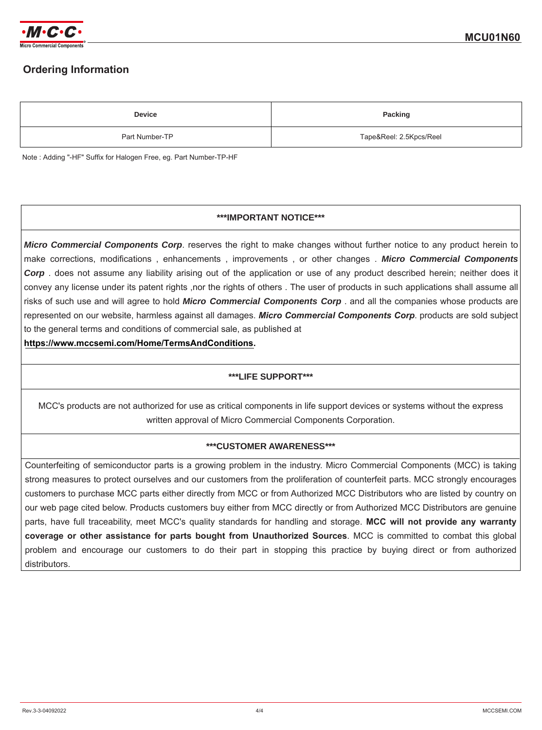## Ordering Information

| Device | Packing |
|---|---|
| Part Number-TP | Tape&Reel: 2.5Kpcs/Reel |

Note : Adding "-HF" Suffix for Halogen Free, eg. Part Number-TP-HF

**\*\*\*IMPORTANT NOTICE\*\*\***

***Micro Commercial Components Corp***. reserves the right to make changes without further notice to any product herein to make corrections, modifications , enhancements , improvements , or other changes . ***Micro Commercial Components Corp*** . does not assume any liability arising out of the application or use of any product described herein; neither does it convey any license under its patent rights ,nor the rights of others . The user of products in such applications shall assume all risks of such use and will agree to hold ***Micro Commercial Components Corp*** . and all the companies whose products are represented on our website, harmless against all damages. ***Micro Commercial Components Corp***. products are sold subject to the general terms and conditions of commercial sale, as published at
**https://www.mccsemi.com/Home/TermsAndConditions.**

**\*\*\*LIFE SUPPORT\*\*\***

MCC's products are not authorized for use as critical components in life support devices or systems without the express written approval of Micro Commercial Components Corporation.

**\*\*\*CUSTOMER AWARENESS\*\*\***

Counterfeiting of semiconductor parts is a growing problem in the industry. Micro Commercial Components (MCC) is taking strong measures to protect ourselves and our customers from the proliferation of counterfeit parts. MCC strongly encourages customers to purchase MCC parts either directly from MCC or from Authorized MCC Distributors who are listed by country on our web page cited below. Products customers buy either from MCC directly or from Authorized MCC Distributors are genuine parts, have full traceability, meet MCC's quality standards for handling and storage. **MCC will not provide any warranty coverage or other assistance for parts bought from Unauthorized Sources**. MCC is committed to combat this global problem and encourage our customers to do their part in stopping this practice by buying direct or from authorized distributors.